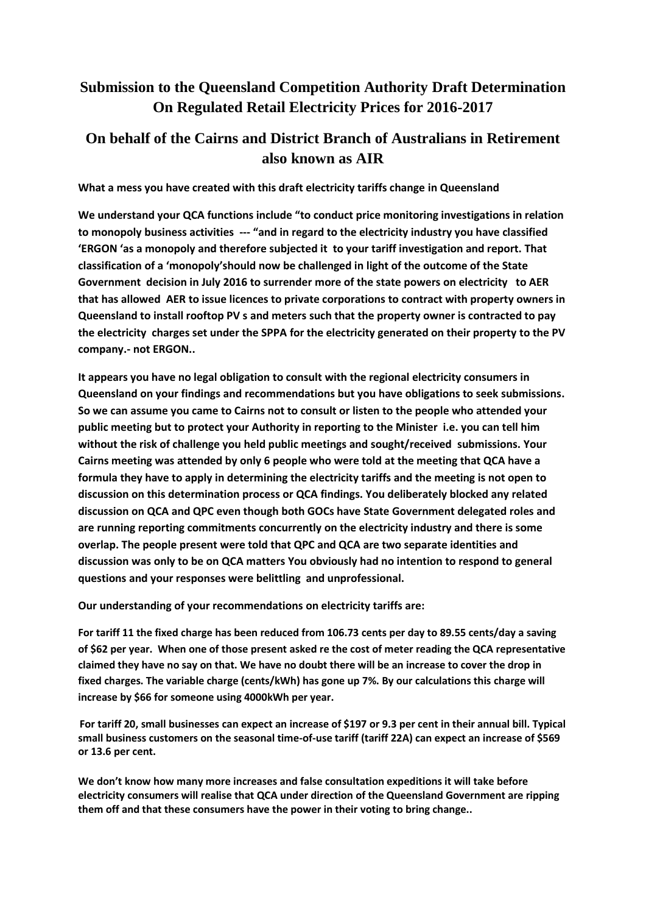# Submission to the Queensland Competition Authority Draft Determination On Regulated Retail Electricity Prices for 2016-2017

## On behalf of the Cairns and District Branch of Australians in Retirement also known as AIR

**What a mess you have created with this draft electricity tariffs change in Queensland**

**We understand your QCA functions include "to conduct price monitoring investigations in relation to monopoly business activities --- "and in regard to the electricity industry you have classified 'ERGON 'as a monopoly and therefore subjected it to your tariff investigation and report. That classification of a 'monopoly'should now be challenged in light of the outcome of the State Government decision in July 2016 to surrender more of the state powers on electricity to AER that has allowed AER to issue licences to private corporations to contract with property owners in Queensland to install rooftop PV s and meters such that the property owner is contracted to pay the electricity charges set under the SPPA for the electricity generated on their property to the PV company.- not ERGON..**

**It appears you have no legal obligation to consult with the regional electricity consumers in Queensland on your findings and recommendations but you have obligations to seek submissions. So we can assume you came to Cairns not to consult or listen to the people who attended your public meeting but to protect your Authority in reporting to the Minister i.e. you can tell him without the risk of challenge you held public meetings and sought/received submissions. Your Cairns meeting was attended by only 6 people who were told at the meeting that QCA have a formula they have to apply in determining the electricity tariffs and the meeting is not open to discussion on this determination process or QCA findings. You deliberately blocked any related discussion on QCA and QPC even though both GOCs have State Government delegated roles and are running reporting commitments concurrently on the electricity industry and there is some overlap. The people present were told that QPC and QCA are two separate identities and discussion was only to be on QCA matters You obviously had no intention to respond to general questions and your responses were belittling and unprofessional.**

**Our understanding of your recommendations on electricity tariffs are:**

**For tariff 11 the fixed charge has been reduced from 106.73 cents per day to 89.55 cents/day a saving of $62 per year. When one of those present asked re the cost of meter reading the QCA representative claimed they have no say on that. We have no doubt there will be an increase to cover the drop in fixed charges. The variable charge (cents/kWh) has gone up 7%. By our calculations this charge will increase by $66 for someone using 4000kWh per year.**

**For tariff 20, small businesses can expect an increase of $197 or 9.3 per cent in their annual bill. Typical small business customers on the seasonal time-of-use tariff (tariff 22A) can expect an increase of $569 or 13.6 per cent.**

**We don't know how many more increases and false consultation expeditions it will take before electricity consumers will realise that QCA under direction of the Queensland Government are ripping them off and that these consumers have the power in their voting to bring change..**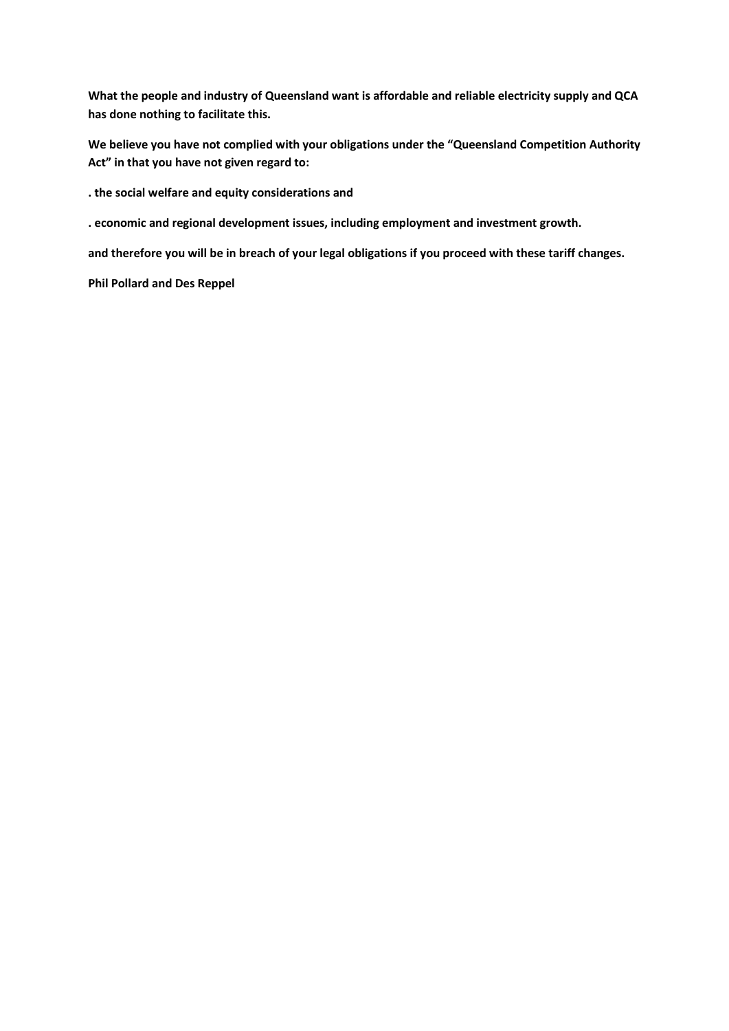**What the people and industry of Queensland want is affordable and reliable electricity supply and QCA has done nothing to facilitate this.**

**We believe you have not complied with your obligations under the "Queensland Competition Authority Act" in that you have not given regard to:**

**. the social welfare and equity considerations and**

**. economic and regional development issues, including employment and investment growth.**

**and therefore you will be in breach of your legal obligations if you proceed with these tariff changes.**

**Phil Pollard and Des Reppel**